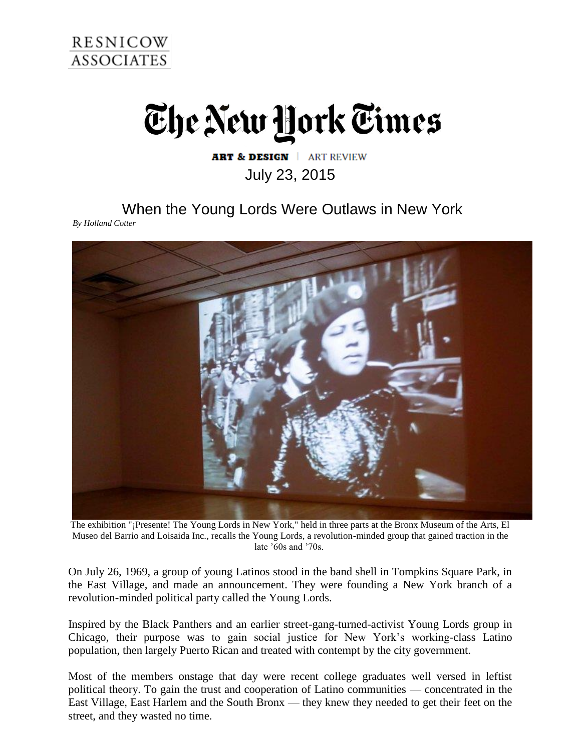RESNICOW ASSOCIATES

# The New York Times

**ART & DESIGN** | ART REVIEW

July 23, 2015

## When the Young Lords Were Outlaws in New York

*By Holland Cotter*

The exhibition "¡Presente! The Young Lords in New York," held in three parts at the Bronx Museum of the Arts, El Museo del Barrio and Loisaida Inc., recalls the Young Lords, a revolution-minded group that gained traction in the late '60s and '70s.

On July 26, 1969, a group of young Latinos stood in the band shell in Tompkins Square Park, in the East Village, and made an announcement. They were founding a New York branch of a revolution-minded political party called the Young Lords.

Inspired by the Black Panthers and an earlier street-gang-turned-activist Young Lords group in Chicago, their purpose was to gain social justice for New York's working-class Latino population, then largely Puerto Rican and treated with contempt by the city government.

Most of the members onstage that day were recent college graduates well versed in leftist political theory. To gain the trust and cooperation of Latino communities — concentrated in the East Village, East Harlem and the South Bronx — they knew they needed to get their feet on the street, and they wasted no time.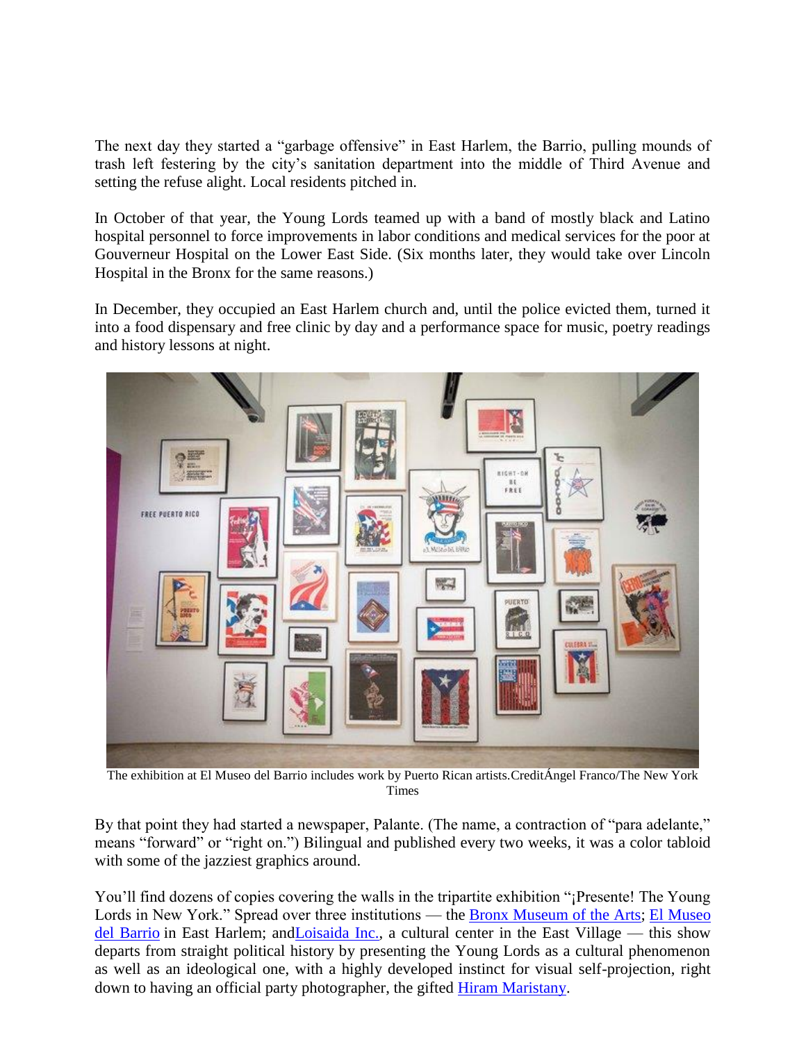The next day they started a "garbage offensive" in East Harlem, the Barrio, pulling mounds of trash left festering by the city's sanitation department into the middle of Third Avenue and setting the refuse alight. Local residents pitched in.

In October of that year, the Young Lords teamed up with a band of mostly black and Latino hospital personnel to force improvements in labor conditions and medical services for the poor at Gouverneur Hospital on the Lower East Side. (Six months later, they would take over Lincoln Hospital in the Bronx for the same reasons.)

In December, they occupied an East Harlem church and, until the police evicted them, turned it into a food dispensary and free clinic by day and a performance space for music, poetry readings and history lessons at night.

The exhibition at El Museo del Barrio includes work by Puerto Rican artists.CreditÁngel Franco/The New York Times

By that point they had started a newspaper, Palante. (The name, a contraction of "para adelante," means "forward" or "right on.") Bilingual and published every two weeks, it was a color tabloid with some of the jazziest graphics around.

You'll find dozens of copies covering the walls in the tripartite exhibition "¡Presente! The Young Lords in New York." Spread over three institutions — the Bronx Museum of the Arts; El Museo del Barrio in East Harlem; andLoisaida Inc., a cultural center in the East Village — this show departs from straight political history by presenting the Young Lords as a cultural phenomenon as well as an ideological one, with a highly developed instinct for visual self-projection, right down to having an official party photographer, the gifted Hiram Maristany.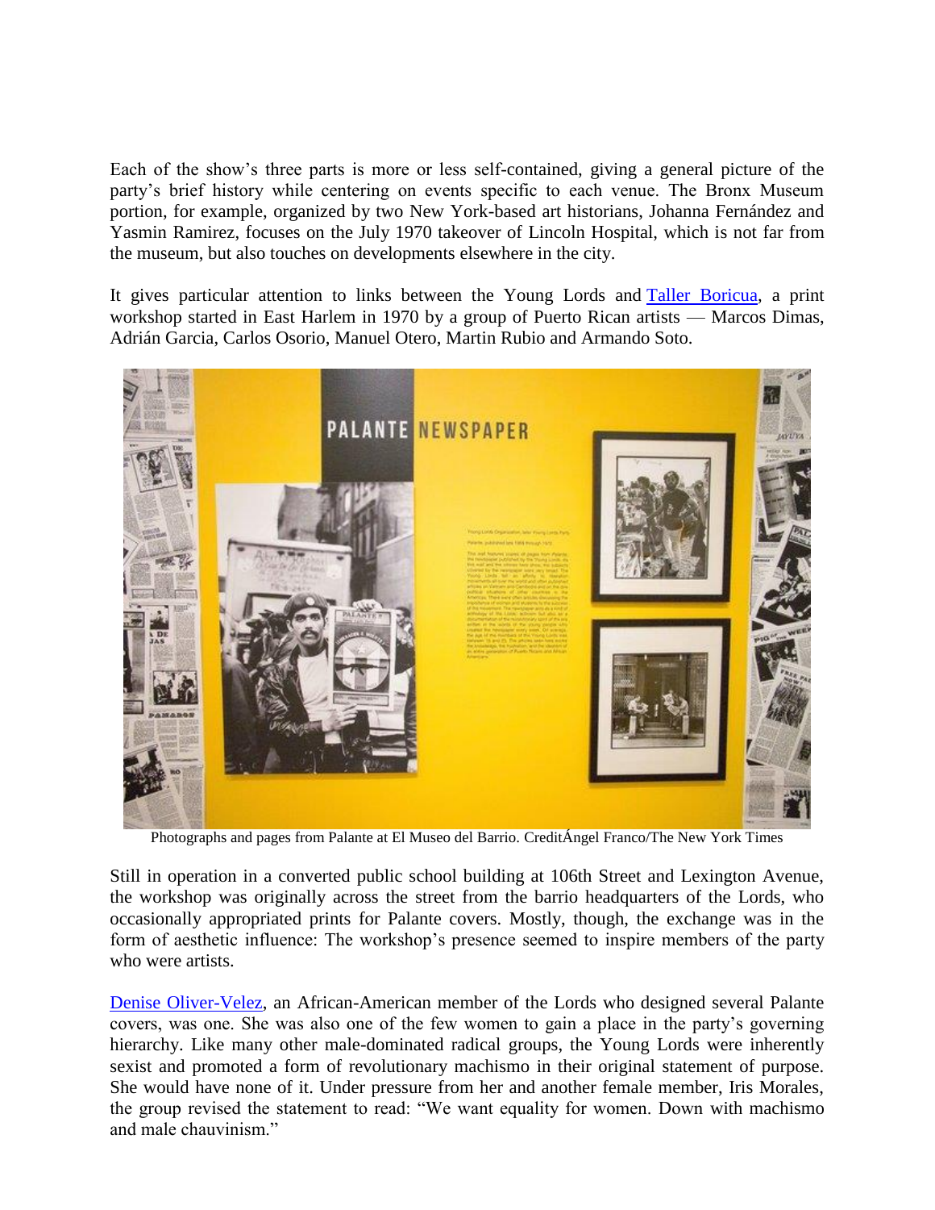Each of the show's three parts is more or less self-contained, giving a general picture of the party's brief history while centering on events specific to each venue. The Bronx Museum portion, for example, organized by two New York-based art historians, Johanna Fernández and Yasmin Ramirez, focuses on the July 1970 takeover of Lincoln Hospital, which is not far from the museum, but also touches on developments elsewhere in the city.

It gives particular attention to links between the Young Lords and Taller Boricua, a print workshop started in East Harlem in 1970 by a group of Puerto Rican artists — Marcos Dimas, Adrián Garcia, Carlos Osorio, Manuel Otero, Martin Rubio and Armando Soto.

Photographs and pages from Palante at El Museo del Barrio. CreditÁngel Franco/The New York Times

Still in operation in a converted public school building at 106th Street and Lexington Avenue, the workshop was originally across the street from the barrio headquarters of the Lords, who occasionally appropriated prints for Palante covers. Mostly, though, the exchange was in the form of aesthetic influence: The workshop's presence seemed to inspire members of the party who were artists.

Denise Oliver-Velez, an African-American member of the Lords who designed several Palante covers, was one. She was also one of the few women to gain a place in the party's governing hierarchy. Like many other male-dominated radical groups, the Young Lords were inherently sexist and promoted a form of revolutionary machismo in their original statement of purpose. She would have none of it. Under pressure from her and another female member, Iris Morales, the group revised the statement to read: "We want equality for women. Down with machismo and male chauvinism."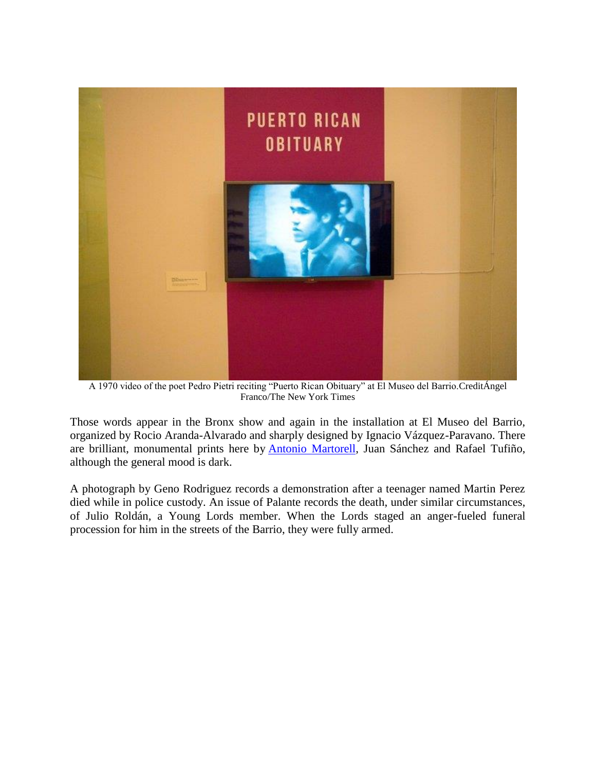A 1970 video of the poet Pedro Pietri reciting “Puerto Rican Obituary” at El Museo del Barrio.CreditÁngel Franco/The New York Times

Those words appear in the Bronx show and again in the installation at El Museo del Barrio, organized by Rocio Aranda-Alvarado and sharply designed by Ignacio Vázquez-Paravano. There are brilliant, monumental prints here by Antonio Martorell, Juan Sánchez and Rafael Tufiño, although the general mood is dark.

A photograph by Geno Rodriguez records a demonstration after a teenager named Martin Perez died while in police custody. An issue of Palante records the death, under similar circumstances, of Julio Roldán, a Young Lords member. When the Lords staged an anger-fueled funeral procession for him in the streets of the Barrio, they were fully armed.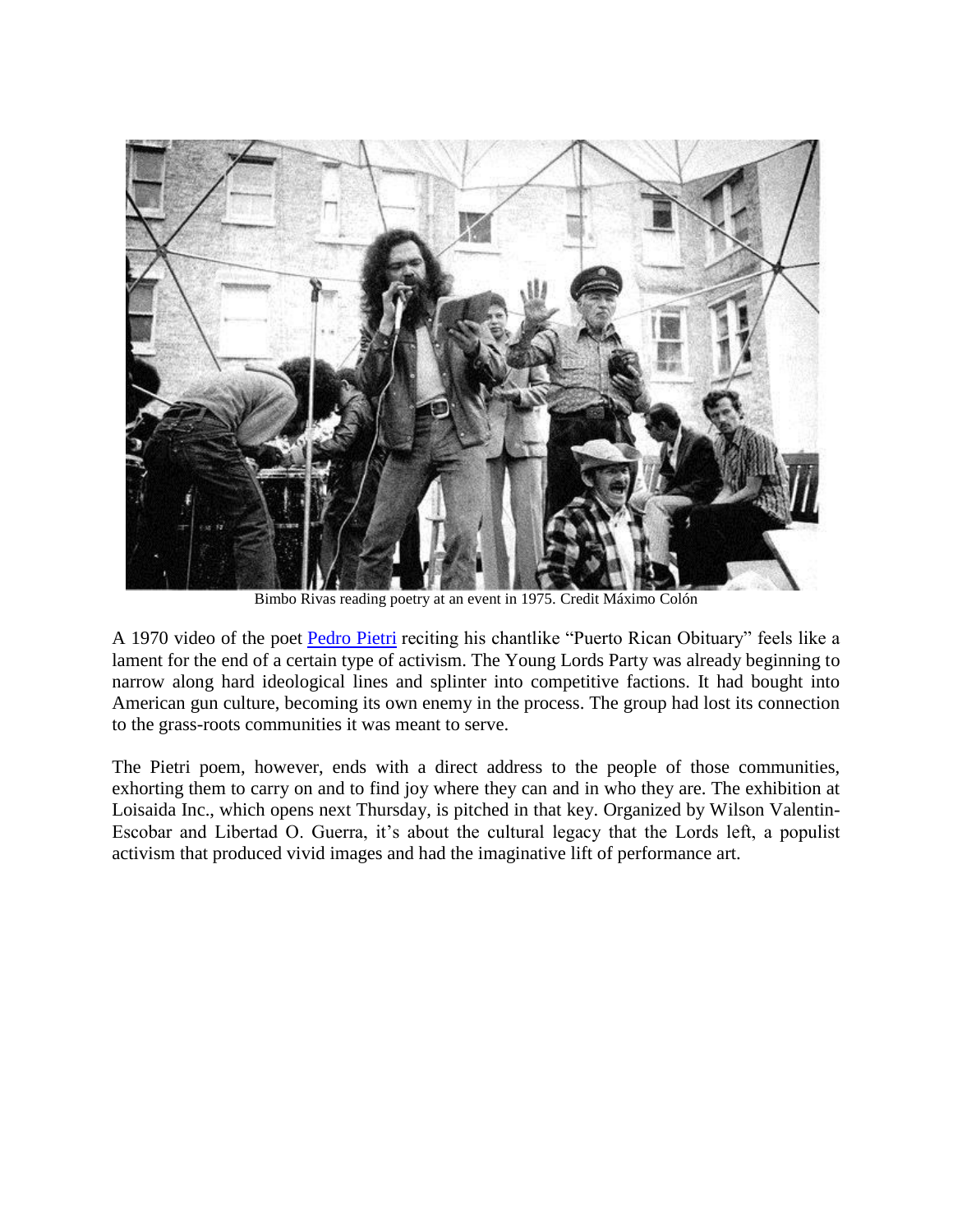Bimbo Rivas reading poetry at an event in 1975. Credit Máximo Colón

A 1970 video of the poet [Pedro Pietri](https://www.nytimes.com/2004/03/06/nyregion/pedro-pietri-59-poet-who-found-puerto-rican-inspiration-dies.html) reciting his chantlike "Puerto Rican Obituary" feels like a lament for the end of a certain type of activism. The Young Lords Party was already beginning to narrow along hard ideological lines and splinter into competitive factions. It had bought into American gun culture, becoming its own enemy in the process. The group had lost its connection to the grass-roots communities it was meant to serve.

The Pietri poem, however, ends with a direct address to the people of those communities, exhorting them to carry on and to find joy where they can and in who they are. The exhibition at Loisaida Inc., which opens next Thursday, is pitched in that key. Organized by Wilson Valentin-Escobar and Libertad O. Guerra, it's about the cultural legacy that the Lords left, a populist activism that produced vivid images and had the imaginative lift of performance art.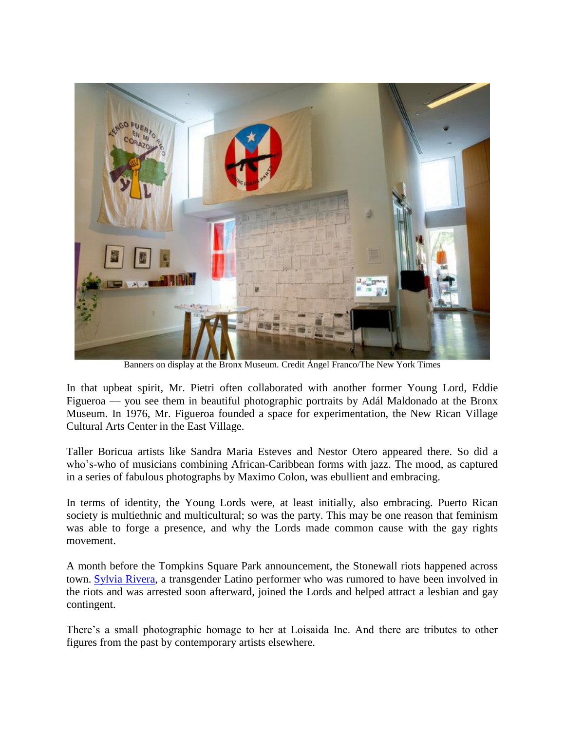Banners on display at the Bronx Museum. Credit Ángel Franco/The New York Times

In that upbeat spirit, Mr. Pietri often collaborated with another former Young Lord, Eddie Figueroa — you see them in beautiful photographic portraits by Adál Maldonado at the Bronx Museum. In 1976, Mr. Figueroa founded a space for experimentation, the New Rican Village Cultural Arts Center in the East Village.

Taller Boricua artists like Sandra Maria Esteves and Nestor Otero appeared there. So did a who's-who of musicians combining African-Caribbean forms with jazz. The mood, as captured in a series of fabulous photographs by Maximo Colon, was ebullient and embracing.

In terms of identity, the Young Lords were, at least initially, also embracing. Puerto Rican society is multiethnic and multicultural; so was the party. This may be one reason that feminism was able to forge a presence, and why the Lords made common cause with the gay rights movement.

A month before the Tompkins Square Park announcement, the Stonewall riots happened across town. Sylvia Rivera, a transgender Latino performer who was rumored to have been involved in the riots and was arrested soon afterward, joined the Lords and helped attract a lesbian and gay contingent.

There's a small photographic homage to her at Loisaida Inc. And there are tributes to other figures from the past by contemporary artists elsewhere.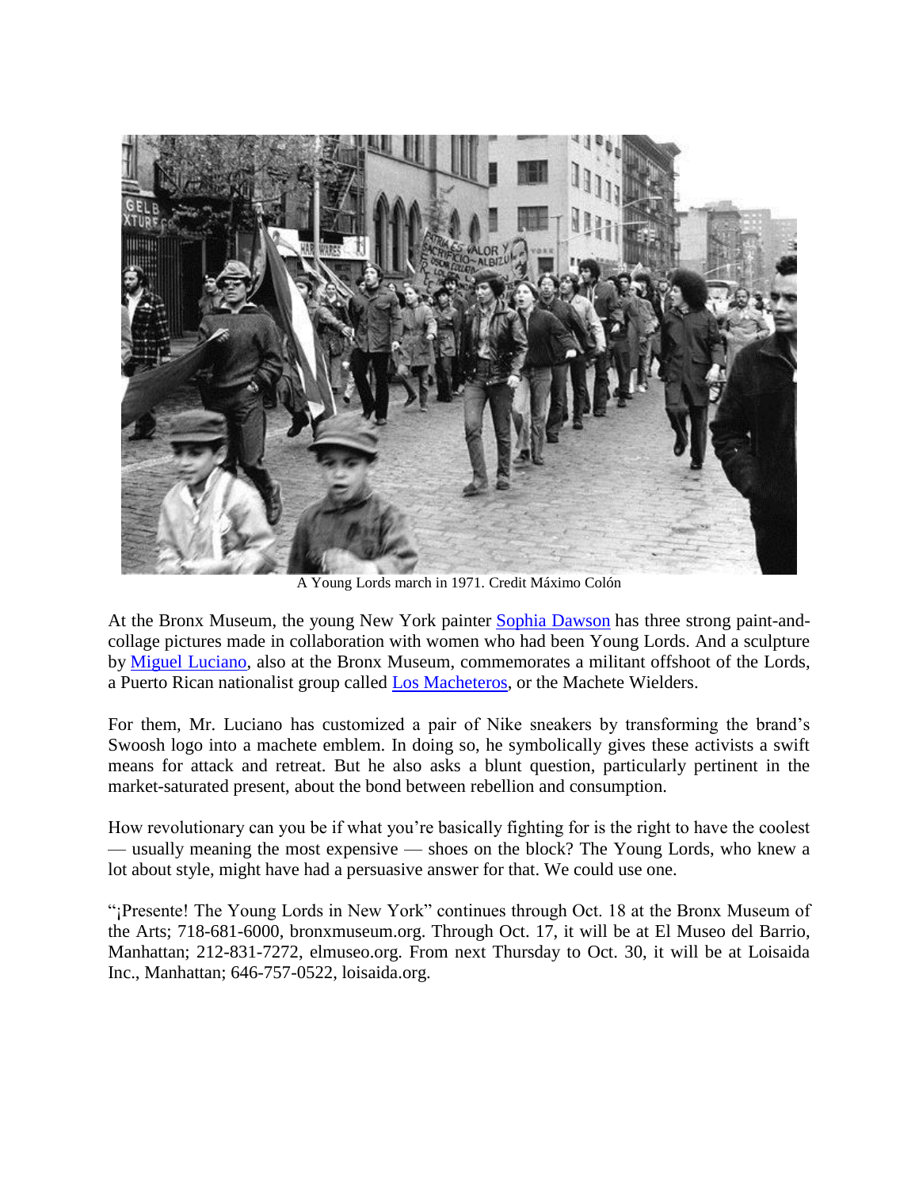A Young Lords march in 1971. Credit Máximo Colón

At the Bronx Museum, the young New York painter Sophia Dawson has three strong paint-and-collage pictures made in collaboration with women who had been Young Lords. And a sculpture by Miguel Luciano, also at the Bronx Museum, commemorates a militant offshoot of the Lords, a Puerto Rican nationalist group called Los Macheteros, or the Machete Wielders.

For them, Mr. Luciano has customized a pair of Nike sneakers by transforming the brand's Swoosh logo into a machete emblem. In doing so, he symbolically gives these activists a swift means for attack and retreat. But he also asks a blunt question, particularly pertinent in the market-saturated present, about the bond between rebellion and consumption.

How revolutionary can you be if what you're basically fighting for is the right to have the coolest — usually meaning the most expensive — shoes on the block? The Young Lords, who knew a lot about style, might have had a persuasive answer for that. We could use one.

"¡Presente! The Young Lords in New York" continues through Oct. 18 at the Bronx Museum of the Arts; 718-681-6000, bronxmuseum.org. Through Oct. 17, it will be at El Museo del Barrio, Manhattan; 212-831-7272, elmuseo.org. From next Thursday to Oct. 30, it will be at Loisaida Inc., Manhattan; 646-757-0522, loisaida.org.